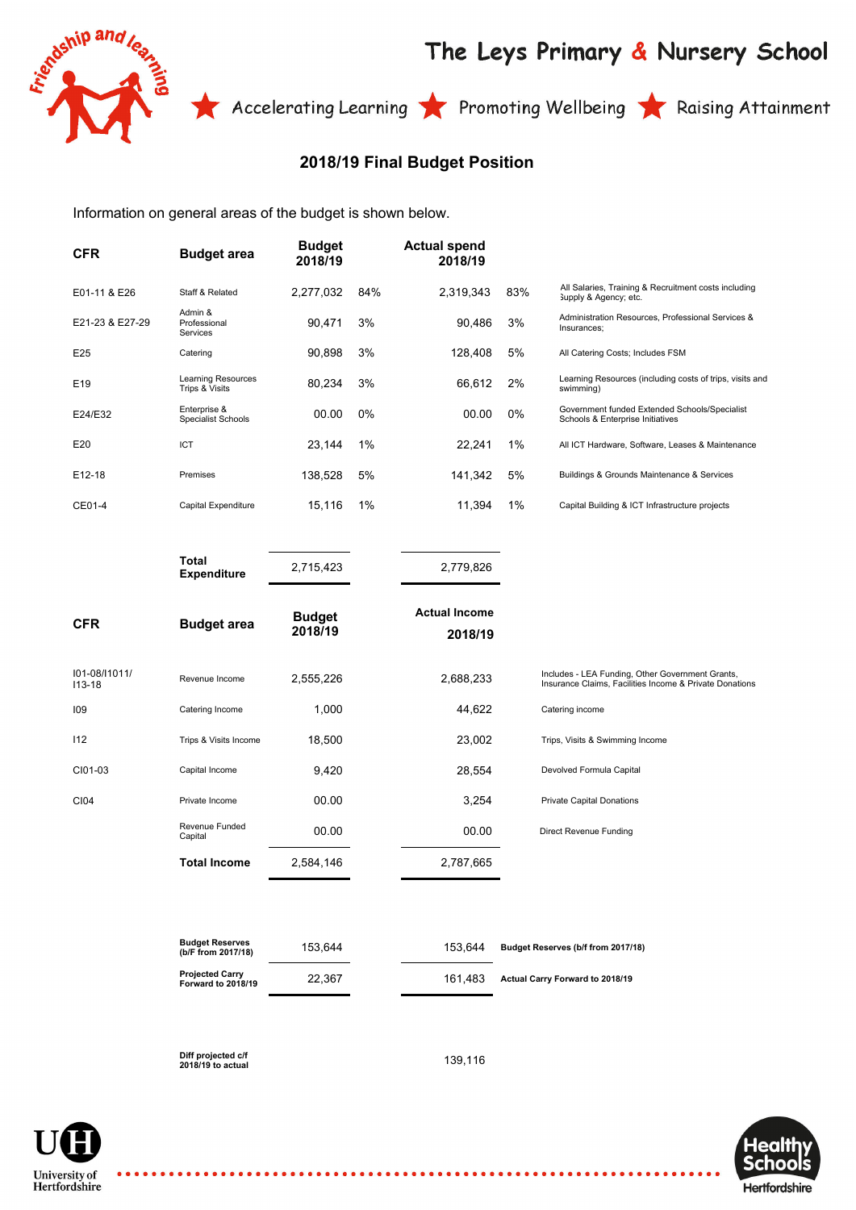# The Leys Primary & Nursery School

Accelerating Learning ★ Promoting Wellbeing ★ Raising Attainment

## 2018/19 Final Budget Position

Information on general areas of the budget is shown below.

| CFR | Budget area | Budget 2018/19 | | Actual spend 2018/19 | | |
|---|---|---|---|---|---|---|
| E01-11 & E26 | Staff & Related | 2,277,032 | 84% | 2,319,343 | 83% | All Salaries, Training & Recruitment costs including Supply & Agency; etc. |
| E21-23 & E27-29 | Admin & Professional Services | 90,471 | 3% | 90,486 | 3% | Administration Resources, Professional Services & Insurances; |
| E25 | Catering | 90,898 | 3% | 128,408 | 5% | All Catering Costs; Includes FSM |
| E19 | Learning Resources Trips & Visits | 80,234 | 3% | 66,612 | 2% | Learning Resources (including costs of trips, visits and swimming) |
| E24/E32 | Enterprise & Specialist Schools | 00.00 | 0% | 00.00 | 0% | Government funded Extended Schools/Specialist Schools & Enterprise Initiatives |
| E20 | ICT | 23,144 | 1% | 22,241 | 1% | All ICT Hardware, Software, Leases & Maintenance |
| E12-18 | Premises | 138,528 | 5% | 141,342 | 5% | Buildings & Grounds Maintenance & Services |
| CE01-4 | Capital Expenditure | 15,116 | 1% | 11,394 | 1% | Capital Building & ICT Infrastructure projects |
| | **Total Expenditure** | 2,715,423 | | 2,779,826 | | |

| CFR | Budget area | Budget 2018/19 | Actual Income 2018/19 | |
|---|---|---|---|---|
| I01-08/I1011/ I13-18 | Revenue Income | 2,555,226 | 2,688,233 | Includes - LEA Funding, Other Government Grants, Insurance Claims, Facilities Income & Private Donations |
| I09 | Catering Income | 1,000 | 44,622 | Catering income |
| I12 | Trips & Visits Income | 18,500 | 23,002 | Trips, Visits & Swimming Income |
| CI01-03 | Capital Income | 9,420 | 28,554 | Devolved Formula Capital |
| CI04 | Private Income | 00.00 | 3,254 | Private Capital Donations |
| | Revenue Funded Capital | 00.00 | 00.00 | Direct Revenue Funding |
| | **Total Income** | 2,584,146 | 2,787,665 | |

| | Budget | Actual | |
|---|---|---|---|
| **Budget Reserves (b/F from 2017/18)** | 153,644 | 153,644 | **Budget Reserves (b/f from 2017/18)** |
| **Projected Carry Forward to 2018/19** | 22,367 | 161,483 | **Actual Carry Forward to 2018/19** |

| | |
|---|---|
| **Diff projected c/f 2018/19 to actual** | 139,116 |